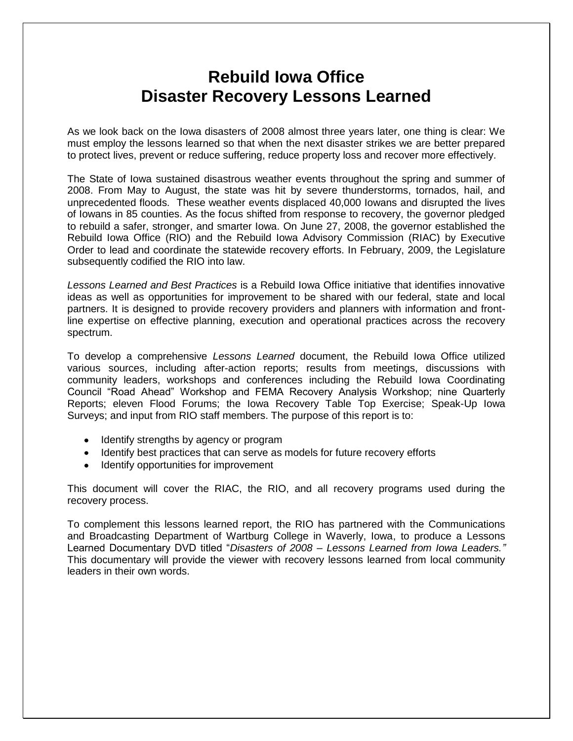# Rebuild Iowa Office
# Disaster Recovery Lessons Learned

As we look back on the Iowa disasters of 2008 almost three years later, one thing is clear: We must employ the lessons learned so that when the next disaster strikes we are better prepared to protect lives, prevent or reduce suffering, reduce property loss and recover more effectively.

The State of Iowa sustained disastrous weather events throughout the spring and summer of 2008. From May to August, the state was hit by severe thunderstorms, tornados, hail, and unprecedented floods. These weather events displaced 40,000 Iowans and disrupted the lives of Iowans in 85 counties. As the focus shifted from response to recovery, the governor pledged to rebuild a safer, stronger, and smarter Iowa. On June 27, 2008, the governor established the Rebuild Iowa Office (RIO) and the Rebuild Iowa Advisory Commission (RIAC) by Executive Order to lead and coordinate the statewide recovery efforts. In February, 2009, the Legislature subsequently codified the RIO into law.

*Lessons Learned and Best Practices* is a Rebuild Iowa Office initiative that identifies innovative ideas as well as opportunities for improvement to be shared with our federal, state and local partners. It is designed to provide recovery providers and planners with information and front-line expertise on effective planning, execution and operational practices across the recovery spectrum.

To develop a comprehensive *Lessons Learned* document, the Rebuild Iowa Office utilized various sources, including after-action reports; results from meetings, discussions with community leaders, workshops and conferences including the Rebuild Iowa Coordinating Council "Road Ahead" Workshop and FEMA Recovery Analysis Workshop; nine Quarterly Reports; eleven Flood Forums; the Iowa Recovery Table Top Exercise; Speak-Up Iowa Surveys; and input from RIO staff members. The purpose of this report is to:

- Identify strengths by agency or program
- Identify best practices that can serve as models for future recovery efforts
- Identify opportunities for improvement

This document will cover the RIAC, the RIO, and all recovery programs used during the recovery process.

To complement this lessons learned report, the RIO has partnered with the Communications and Broadcasting Department of Wartburg College in Waverly, Iowa, to produce a Lessons Learned Documentary DVD titled "*Disasters of 2008 – Lessons Learned from Iowa Leaders.*" This documentary will provide the viewer with recovery lessons learned from local community leaders in their own words.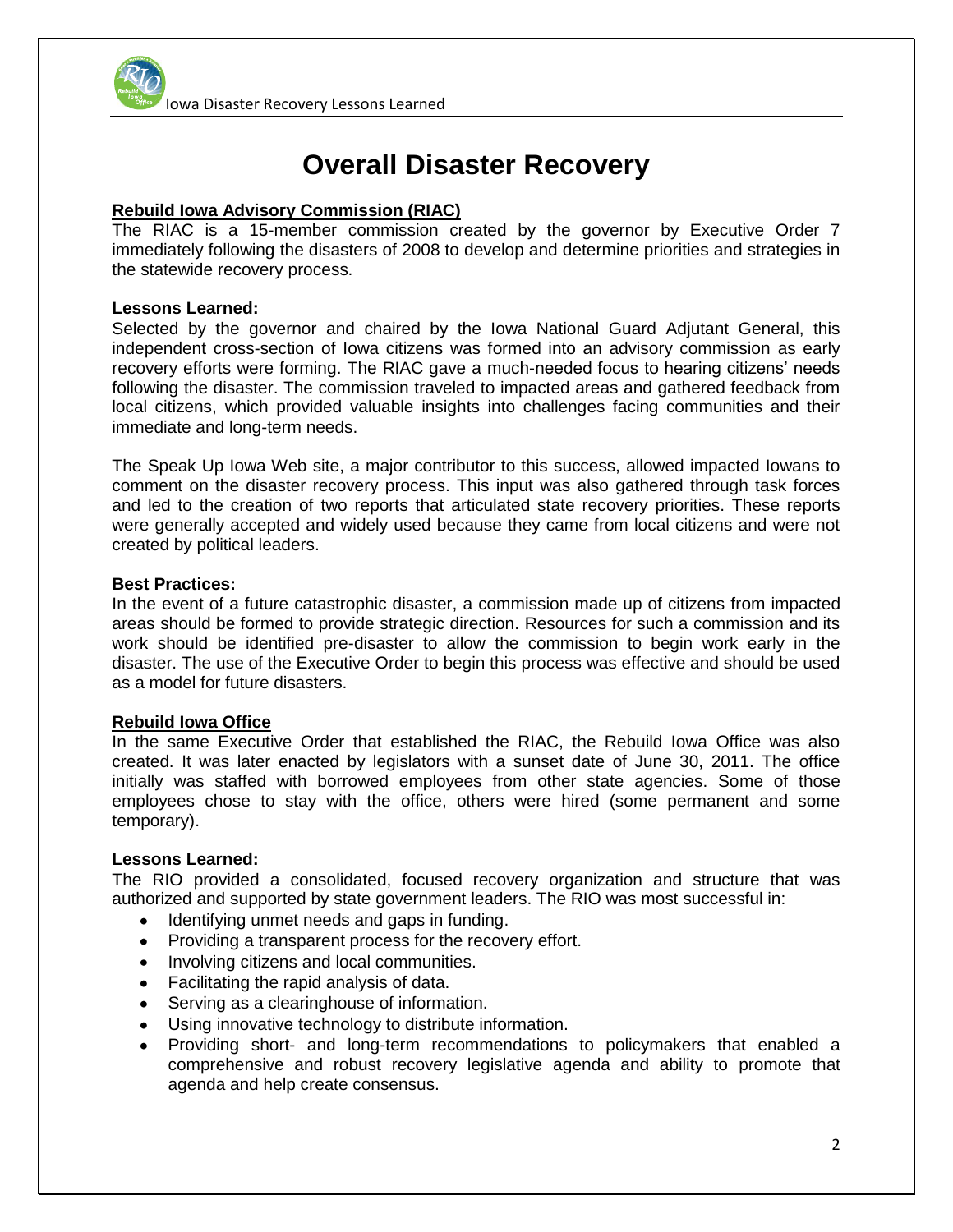# Overall Disaster Recovery

**Rebuild Iowa Advisory Commission (RIAC)**

The RIAC is a 15-member commission created by the governor by Executive Order 7 immediately following the disasters of 2008 to develop and determine priorities and strategies in the statewide recovery process.

**Lessons Learned:**

Selected by the governor and chaired by the Iowa National Guard Adjutant General, this independent cross-section of Iowa citizens was formed into an advisory commission as early recovery efforts were forming. The RIAC gave a much-needed focus to hearing citizens' needs following the disaster. The commission traveled to impacted areas and gathered feedback from local citizens, which provided valuable insights into challenges facing communities and their immediate and long-term needs.

The Speak Up Iowa Web site, a major contributor to this success, allowed impacted Iowans to comment on the disaster recovery process. This input was also gathered through task forces and led to the creation of two reports that articulated state recovery priorities. These reports were generally accepted and widely used because they came from local citizens and were not created by political leaders.

**Best Practices:**

In the event of a future catastrophic disaster, a commission made up of citizens from impacted areas should be formed to provide strategic direction. Resources for such a commission and its work should be identified pre-disaster to allow the commission to begin work early in the disaster. The use of the Executive Order to begin this process was effective and should be used as a model for future disasters.

**Rebuild Iowa Office**

In the same Executive Order that established the RIAC, the Rebuild Iowa Office was also created. It was later enacted by legislators with a sunset date of June 30, 2011. The office initially was staffed with borrowed employees from other state agencies. Some of those employees chose to stay with the office, others were hired (some permanent and some temporary).

**Lessons Learned:**

The RIO provided a consolidated, focused recovery organization and structure that was authorized and supported by state government leaders. The RIO was most successful in:

- Identifying unmet needs and gaps in funding.
- Providing a transparent process for the recovery effort.
- Involving citizens and local communities.
- Facilitating the rapid analysis of data.
- Serving as a clearinghouse of information.
- Using innovative technology to distribute information.
- Providing short- and long-term recommendations to policymakers that enabled a comprehensive and robust recovery legislative agenda and ability to promote that agenda and help create consensus.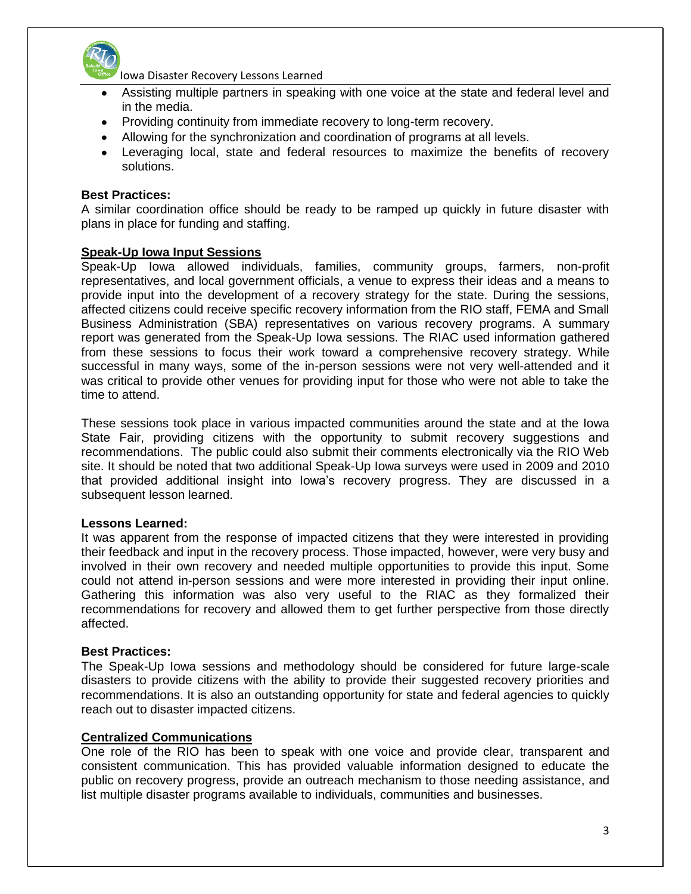- Assisting multiple partners in speaking with one voice at the state and federal level and in the media.
- Providing continuity from immediate recovery to long-term recovery.
- Allowing for the synchronization and coordination of programs at all levels.
- Leveraging local, state and federal resources to maximize the benefits of recovery solutions.

**Best Practices:**

A similar coordination office should be ready to be ramped up quickly in future disaster with plans in place for funding and staffing.

**Speak-Up Iowa Input Sessions**

Speak-Up Iowa allowed individuals, families, community groups, farmers, non-profit representatives, and local government officials, a venue to express their ideas and a means to provide input into the development of a recovery strategy for the state. During the sessions, affected citizens could receive specific recovery information from the RIO staff, FEMA and Small Business Administration (SBA) representatives on various recovery programs. A summary report was generated from the Speak-Up Iowa sessions. The RIAC used information gathered from these sessions to focus their work toward a comprehensive recovery strategy. While successful in many ways, some of the in-person sessions were not very well-attended and it was critical to provide other venues for providing input for those who were not able to take the time to attend.

These sessions took place in various impacted communities around the state and at the Iowa State Fair, providing citizens with the opportunity to submit recovery suggestions and recommendations. The public could also submit their comments electronically via the RIO Web site. It should be noted that two additional Speak-Up Iowa surveys were used in 2009 and 2010 that provided additional insight into Iowa's recovery progress. They are discussed in a subsequent lesson learned.

**Lessons Learned:**

It was apparent from the response of impacted citizens that they were interested in providing their feedback and input in the recovery process. Those impacted, however, were very busy and involved in their own recovery and needed multiple opportunities to provide this input. Some could not attend in-person sessions and were more interested in providing their input online. Gathering this information was also very useful to the RIAC as they formalized their recommendations for recovery and allowed them to get further perspective from those directly affected.

**Best Practices:**

The Speak-Up Iowa sessions and methodology should be considered for future large-scale disasters to provide citizens with the ability to provide their suggested recovery priorities and recommendations. It is also an outstanding opportunity for state and federal agencies to quickly reach out to disaster impacted citizens.

**Centralized Communications**

One role of the RIO has been to speak with one voice and provide clear, transparent and consistent communication. This has provided valuable information designed to educate the public on recovery progress, provide an outreach mechanism to those needing assistance, and list multiple disaster programs available to individuals, communities and businesses.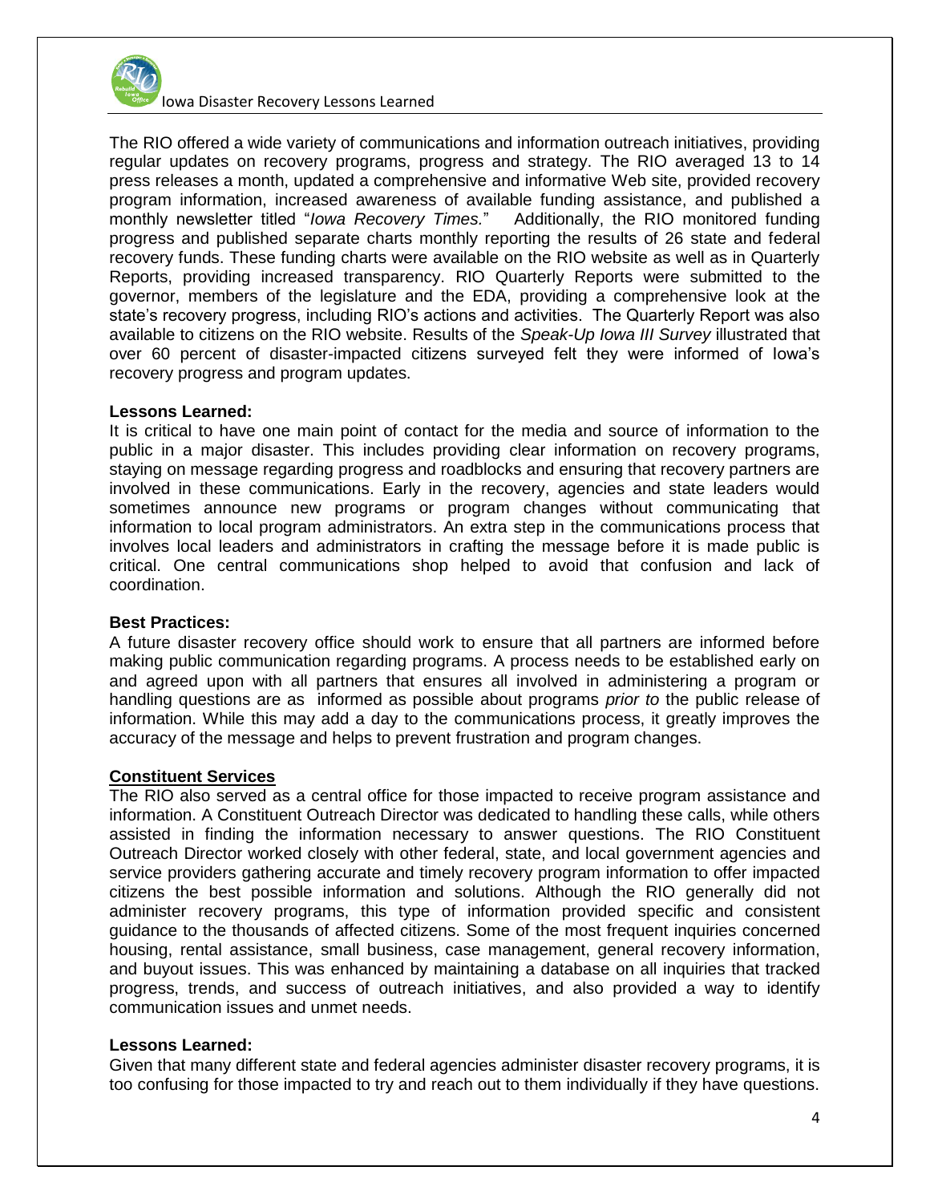The RIO offered a wide variety of communications and information outreach initiatives, providing regular updates on recovery programs, progress and strategy. The RIO averaged 13 to 14 press releases a month, updated a comprehensive and informative Web site, provided recovery program information, increased awareness of available funding assistance, and published a monthly newsletter titled "*Iowa Recovery Times.*" Additionally, the RIO monitored funding progress and published separate charts monthly reporting the results of 26 state and federal recovery funds. These funding charts were available on the RIO website as well as in Quarterly Reports, providing increased transparency. RIO Quarterly Reports were submitted to the governor, members of the legislature and the EDA, providing a comprehensive look at the state's recovery progress, including RIO's actions and activities. The Quarterly Report was also available to citizens on the RIO website. Results of the *Speak-Up Iowa III Survey* illustrated that over 60 percent of disaster-impacted citizens surveyed felt they were informed of Iowa's recovery progress and program updates.

**Lessons Learned:**
It is critical to have one main point of contact for the media and source of information to the public in a major disaster. This includes providing clear information on recovery programs, staying on message regarding progress and roadblocks and ensuring that recovery partners are involved in these communications. Early in the recovery, agencies and state leaders would sometimes announce new programs or program changes without communicating that information to local program administrators. An extra step in the communications process that involves local leaders and administrators in crafting the message before it is made public is critical. One central communications shop helped to avoid that confusion and lack of coordination.

**Best Practices:**
A future disaster recovery office should work to ensure that all partners are informed before making public communication regarding programs. A process needs to be established early on and agreed upon with all partners that ensures all involved in administering a program or handling questions are as informed as possible about programs *prior to* the public release of information. While this may add a day to the communications process, it greatly improves the accuracy of the message and helps to prevent frustration and program changes.

**Constituent Services**

The RIO also served as a central office for those impacted to receive program assistance and information. A Constituent Outreach Director was dedicated to handling these calls, while others assisted in finding the information necessary to answer questions. The RIO Constituent Outreach Director worked closely with other federal, state, and local government agencies and service providers gathering accurate and timely recovery program information to offer impacted citizens the best possible information and solutions. Although the RIO generally did not administer recovery programs, this type of information provided specific and consistent guidance to the thousands of affected citizens. Some of the most frequent inquiries concerned housing, rental assistance, small business, case management, general recovery information, and buyout issues. This was enhanced by maintaining a database on all inquiries that tracked progress, trends, and success of outreach initiatives, and also provided a way to identify communication issues and unmet needs.

**Lessons Learned:**
Given that many different state and federal agencies administer disaster recovery programs, it is too confusing for those impacted to try and reach out to them individually if they have questions.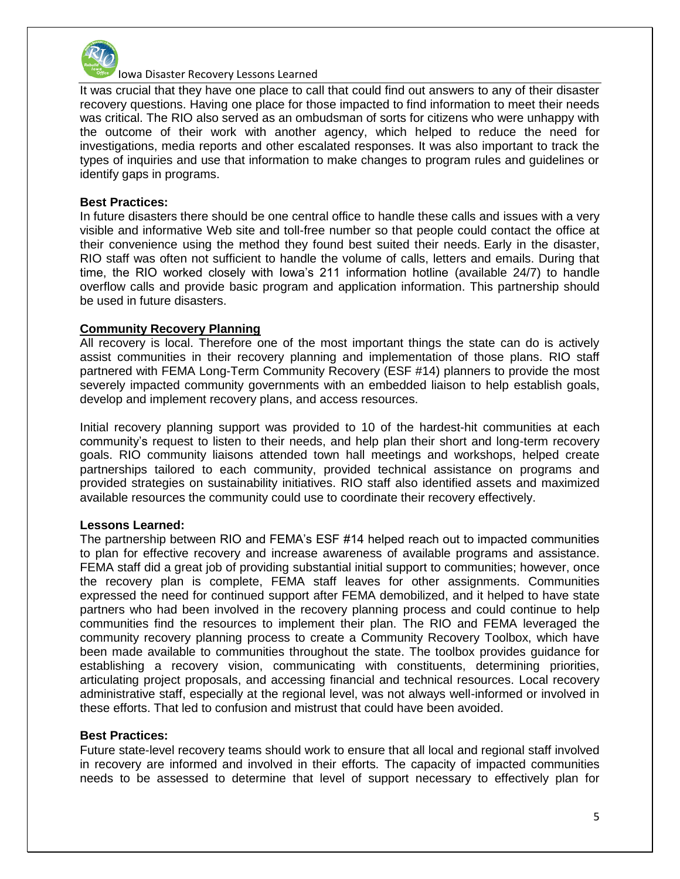It was crucial that they have one place to call that could find out answers to any of their disaster recovery questions. Having one place for those impacted to find information to meet their needs was critical. The RIO also served as an ombudsman of sorts for citizens who were unhappy with the outcome of their work with another agency, which helped to reduce the need for investigations, media reports and other escalated responses. It was also important to track the types of inquiries and use that information to make changes to program rules and guidelines or identify gaps in programs.

**Best Practices:**

In future disasters there should be one central office to handle these calls and issues with a very visible and informative Web site and toll-free number so that people could contact the office at their convenience using the method they found best suited their needs. Early in the disaster, RIO staff was often not sufficient to handle the volume of calls, letters and emails. During that time, the RIO worked closely with Iowa's 211 information hotline (available 24/7) to handle overflow calls and provide basic program and application information. This partnership should be used in future disasters.

**Community Recovery Planning**

All recovery is local. Therefore one of the most important things the state can do is actively assist communities in their recovery planning and implementation of those plans. RIO staff partnered with FEMA Long-Term Community Recovery (ESF #14) planners to provide the most severely impacted community governments with an embedded liaison to help establish goals, develop and implement recovery plans, and access resources.

Initial recovery planning support was provided to 10 of the hardest-hit communities at each community's request to listen to their needs, and help plan their short and long-term recovery goals. RIO community liaisons attended town hall meetings and workshops, helped create partnerships tailored to each community, provided technical assistance on programs and provided strategies on sustainability initiatives. RIO staff also identified assets and maximized available resources the community could use to coordinate their recovery effectively.

**Lessons Learned:**

The partnership between RIO and FEMA's ESF #14 helped reach out to impacted communities to plan for effective recovery and increase awareness of available programs and assistance. FEMA staff did a great job of providing substantial initial support to communities; however, once the recovery plan is complete, FEMA staff leaves for other assignments. Communities expressed the need for continued support after FEMA demobilized, and it helped to have state partners who had been involved in the recovery planning process and could continue to help communities find the resources to implement their plan. The RIO and FEMA leveraged the community recovery planning process to create a Community Recovery Toolbox, which have been made available to communities throughout the state. The toolbox provides guidance for establishing a recovery vision, communicating with constituents, determining priorities, articulating project proposals, and accessing financial and technical resources. Local recovery administrative staff, especially at the regional level, was not always well-informed or involved in these efforts. That led to confusion and mistrust that could have been avoided.

**Best Practices:**

Future state-level recovery teams should work to ensure that all local and regional staff involved in recovery are informed and involved in their efforts. The capacity of impacted communities needs to be assessed to determine that level of support necessary to effectively plan for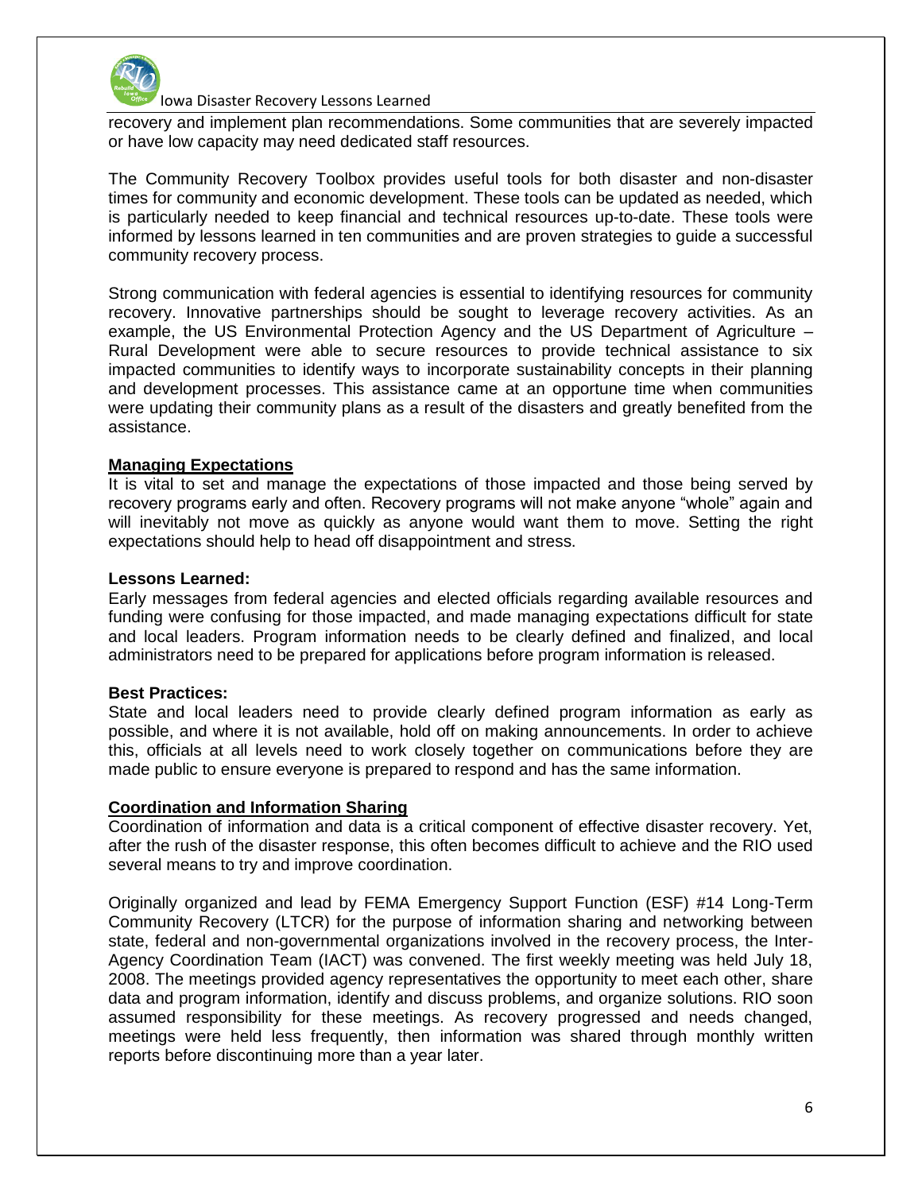recovery and implement plan recommendations. Some communities that are severely impacted or have low capacity may need dedicated staff resources.

The Community Recovery Toolbox provides useful tools for both disaster and non-disaster times for community and economic development. These tools can be updated as needed, which is particularly needed to keep financial and technical resources up-to-date. These tools were informed by lessons learned in ten communities and are proven strategies to guide a successful community recovery process.

Strong communication with federal agencies is essential to identifying resources for community recovery. Innovative partnerships should be sought to leverage recovery activities. As an example, the US Environmental Protection Agency and the US Department of Agriculture – Rural Development were able to secure resources to provide technical assistance to six impacted communities to identify ways to incorporate sustainability concepts in their planning and development processes. This assistance came at an opportune time when communities were updating their community plans as a result of the disasters and greatly benefited from the assistance.

## Managing Expectations

It is vital to set and manage the expectations of those impacted and those being served by recovery programs early and often. Recovery programs will not make anyone "whole" again and will inevitably not move as quickly as anyone would want them to move. Setting the right expectations should help to head off disappointment and stress.

**Lessons Learned:**

Early messages from federal agencies and elected officials regarding available resources and funding were confusing for those impacted, and made managing expectations difficult for state and local leaders. Program information needs to be clearly defined and finalized, and local administrators need to be prepared for applications before program information is released.

**Best Practices:**

State and local leaders need to provide clearly defined program information as early as possible, and where it is not available, hold off on making announcements. In order to achieve this, officials at all levels need to work closely together on communications before they are made public to ensure everyone is prepared to respond and has the same information.

## Coordination and Information Sharing

Coordination of information and data is a critical component of effective disaster recovery. Yet, after the rush of the disaster response, this often becomes difficult to achieve and the RIO used several means to try and improve coordination.

Originally organized and lead by FEMA Emergency Support Function (ESF) #14 Long-Term Community Recovery (LTCR) for the purpose of information sharing and networking between state, federal and non-governmental organizations involved in the recovery process, the Inter-Agency Coordination Team (IACT) was convened. The first weekly meeting was held July 18, 2008. The meetings provided agency representatives the opportunity to meet each other, share data and program information, identify and discuss problems, and organize solutions. RIO soon assumed responsibility for these meetings. As recovery progressed and needs changed, meetings were held less frequently, then information was shared through monthly written reports before discontinuing more than a year later.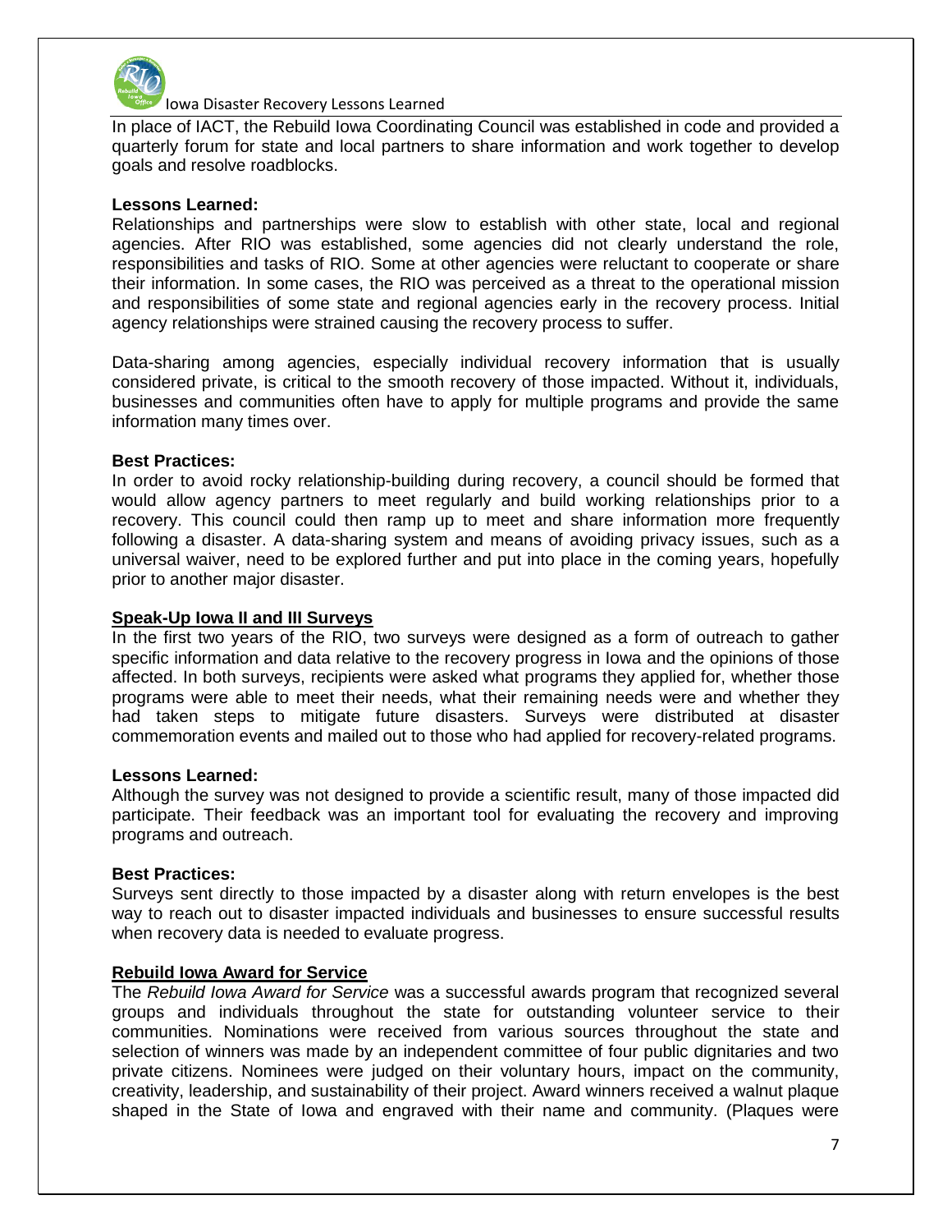In place of IACT, the Rebuild Iowa Coordinating Council was established in code and provided a quarterly forum for state and local partners to share information and work together to develop goals and resolve roadblocks.

**Lessons Learned:**

Relationships and partnerships were slow to establish with other state, local and regional agencies. After RIO was established, some agencies did not clearly understand the role, responsibilities and tasks of RIO. Some at other agencies were reluctant to cooperate or share their information. In some cases, the RIO was perceived as a threat to the operational mission and responsibilities of some state and regional agencies early in the recovery process. Initial agency relationships were strained causing the recovery process to suffer.

Data-sharing among agencies, especially individual recovery information that is usually considered private, is critical to the smooth recovery of those impacted. Without it, individuals, businesses and communities often have to apply for multiple programs and provide the same information many times over.

**Best Practices:**

In order to avoid rocky relationship-building during recovery, a council should be formed that would allow agency partners to meet regularly and build working relationships prior to a recovery. This council could then ramp up to meet and share information more frequently following a disaster. A data-sharing system and means of avoiding privacy issues, such as a universal waiver, need to be explored further and put into place in the coming years, hopefully prior to another major disaster.

**Speak-Up Iowa II and III Surveys**

In the first two years of the RIO, two surveys were designed as a form of outreach to gather specific information and data relative to the recovery progress in Iowa and the opinions of those affected. In both surveys, recipients were asked what programs they applied for, whether those programs were able to meet their needs, what their remaining needs were and whether they had taken steps to mitigate future disasters. Surveys were distributed at disaster commemoration events and mailed out to those who had applied for recovery-related programs.

**Lessons Learned:**

Although the survey was not designed to provide a scientific result, many of those impacted did participate. Their feedback was an important tool for evaluating the recovery and improving programs and outreach.

**Best Practices:**

Surveys sent directly to those impacted by a disaster along with return envelopes is the best way to reach out to disaster impacted individuals and businesses to ensure successful results when recovery data is needed to evaluate progress.

**Rebuild Iowa Award for Service**

The *Rebuild Iowa Award for Service* was a successful awards program that recognized several groups and individuals throughout the state for outstanding volunteer service to their communities. Nominations were received from various sources throughout the state and selection of winners was made by an independent committee of four public dignitaries and two private citizens. Nominees were judged on their voluntary hours, impact on the community, creativity, leadership, and sustainability of their project. Award winners received a walnut plaque shaped in the State of Iowa and engraved with their name and community. (Plaques were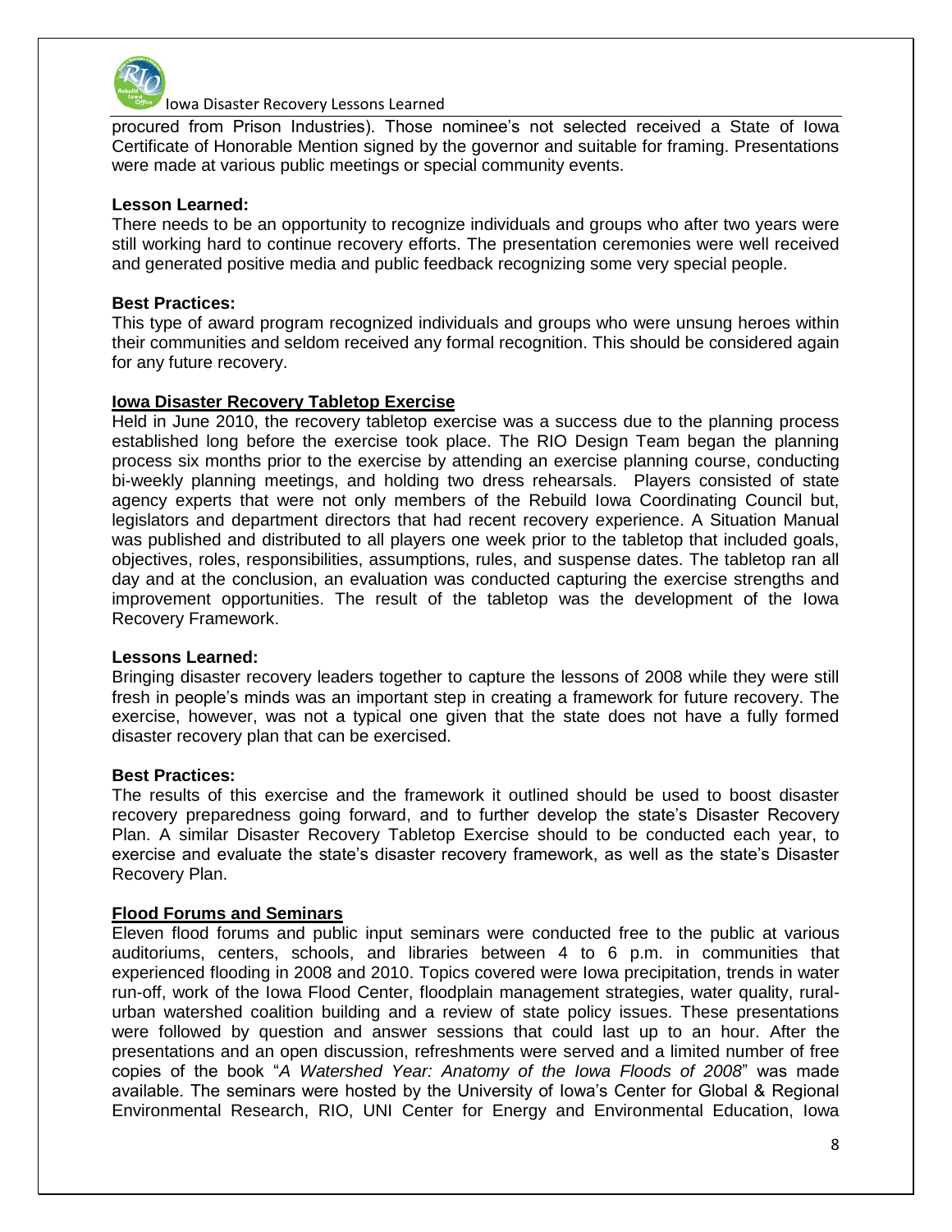procured from Prison Industries). Those nominee's not selected received a State of Iowa Certificate of Honorable Mention signed by the governor and suitable for framing. Presentations were made at various public meetings or special community events.

**Lesson Learned:**
There needs to be an opportunity to recognize individuals and groups who after two years were still working hard to continue recovery efforts. The presentation ceremonies were well received and generated positive media and public feedback recognizing some very special people.

**Best Practices:**
This type of award program recognized individuals and groups who were unsung heroes within their communities and seldom received any formal recognition. This should be considered again for any future recovery.

## Iowa Disaster Recovery Tabletop Exercise

Held in June 2010, the recovery tabletop exercise was a success due to the planning process established long before the exercise took place. The RIO Design Team began the planning process six months prior to the exercise by attending an exercise planning course, conducting bi-weekly planning meetings, and holding two dress rehearsals. Players consisted of state agency experts that were not only members of the Rebuild Iowa Coordinating Council but, legislators and department directors that had recent recovery experience. A Situation Manual was published and distributed to all players one week prior to the tabletop that included goals, objectives, roles, responsibilities, assumptions, rules, and suspense dates. The tabletop ran all day and at the conclusion, an evaluation was conducted capturing the exercise strengths and improvement opportunities. The result of the tabletop was the development of the Iowa Recovery Framework.

**Lessons Learned:**
Bringing disaster recovery leaders together to capture the lessons of 2008 while they were still fresh in people's minds was an important step in creating a framework for future recovery. The exercise, however, was not a typical one given that the state does not have a fully formed disaster recovery plan that can be exercised.

**Best Practices:**
The results of this exercise and the framework it outlined should be used to boost disaster recovery preparedness going forward, and to further develop the state's Disaster Recovery Plan. A similar Disaster Recovery Tabletop Exercise should to be conducted each year, to exercise and evaluate the state's disaster recovery framework, as well as the state's Disaster Recovery Plan.

## Flood Forums and Seminars

Eleven flood forums and public input seminars were conducted free to the public at various auditoriums, centers, schools, and libraries between 4 to 6 p.m. in communities that experienced flooding in 2008 and 2010. Topics covered were Iowa precipitation, trends in water run-off, work of the Iowa Flood Center, floodplain management strategies, water quality, rural-urban watershed coalition building and a review of state policy issues. These presentations were followed by question and answer sessions that could last up to an hour. After the presentations and an open discussion, refreshments were served and a limited number of free copies of the book "*A Watershed Year: Anatomy of the Iowa Floods of 2008*" was made available. The seminars were hosted by the University of Iowa's Center for Global & Regional Environmental Research, RIO, UNI Center for Energy and Environmental Education, Iowa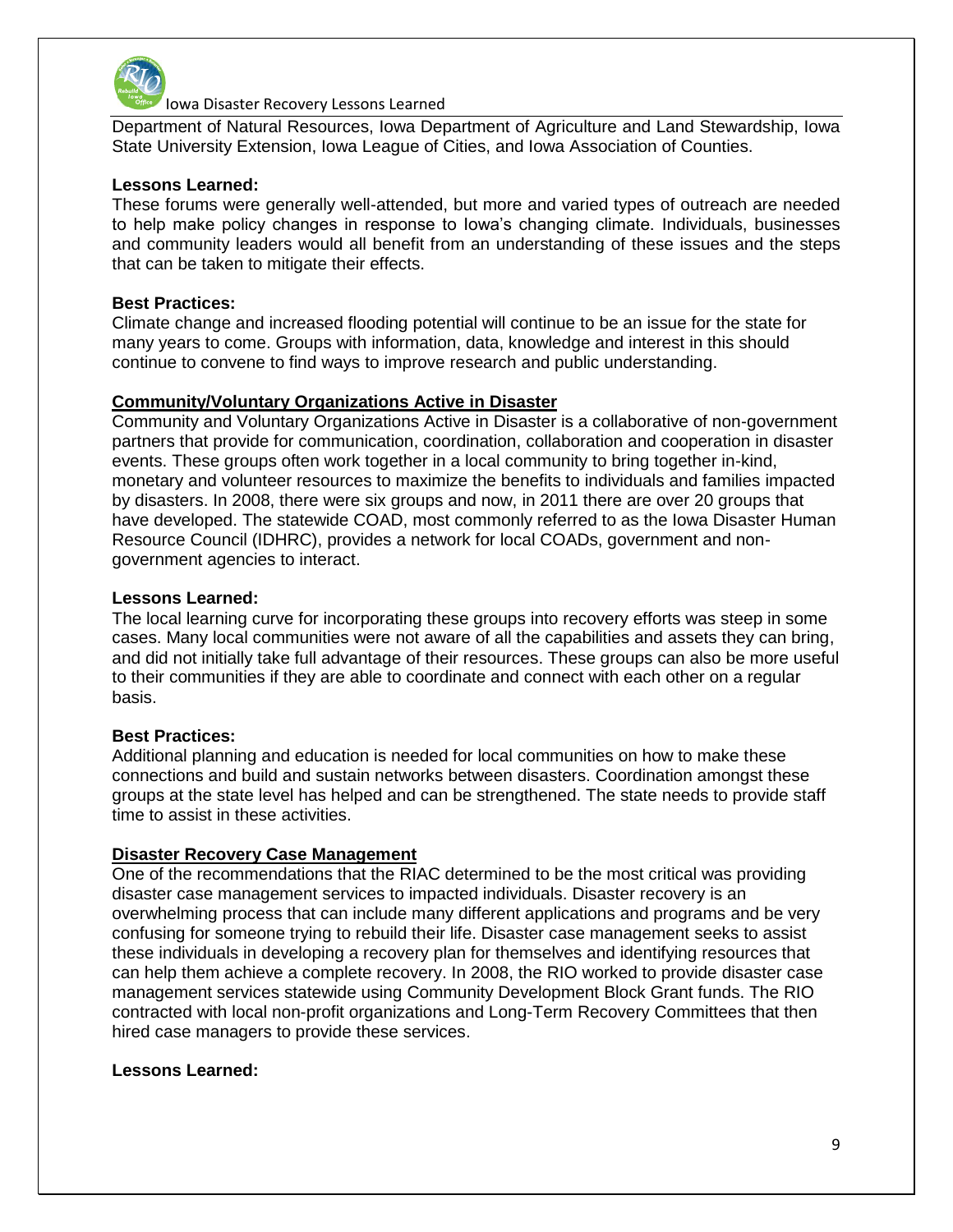Department of Natural Resources, Iowa Department of Agriculture and Land Stewardship, Iowa State University Extension, Iowa League of Cities, and Iowa Association of Counties.

**Lessons Learned:**

These forums were generally well-attended, but more and varied types of outreach are needed to help make policy changes in response to Iowa's changing climate. Individuals, businesses and community leaders would all benefit from an understanding of these issues and the steps that can be taken to mitigate their effects.

**Best Practices:**

Climate change and increased flooding potential will continue to be an issue for the state for many years to come. Groups with information, data, knowledge and interest in this should continue to convene to find ways to improve research and public understanding.

**Community/Voluntary Organizations Active in Disaster**

Community and Voluntary Organizations Active in Disaster is a collaborative of non-government partners that provide for communication, coordination, collaboration and cooperation in disaster events. These groups often work together in a local community to bring together in-kind, monetary and volunteer resources to maximize the benefits to individuals and families impacted by disasters. In 2008, there were six groups and now, in 2011 there are over 20 groups that have developed. The statewide COAD, most commonly referred to as the Iowa Disaster Human Resource Council (IDHRC), provides a network for local COADs, government and non-government agencies to interact.

**Lessons Learned:**

The local learning curve for incorporating these groups into recovery efforts was steep in some cases. Many local communities were not aware of all the capabilities and assets they can bring, and did not initially take full advantage of their resources. These groups can also be more useful to their communities if they are able to coordinate and connect with each other on a regular basis.

**Best Practices:**

Additional planning and education is needed for local communities on how to make these connections and build and sustain networks between disasters. Coordination amongst these groups at the state level has helped and can be strengthened. The state needs to provide staff time to assist in these activities.

**Disaster Recovery Case Management**

One of the recommendations that the RIAC determined to be the most critical was providing disaster case management services to impacted individuals. Disaster recovery is an overwhelming process that can include many different applications and programs and be very confusing for someone trying to rebuild their life. Disaster case management seeks to assist these individuals in developing a recovery plan for themselves and identifying resources that can help them achieve a complete recovery. In 2008, the RIO worked to provide disaster case management services statewide using Community Development Block Grant funds. The RIO contracted with local non-profit organizations and Long-Term Recovery Committees that then hired case managers to provide these services.

**Lessons Learned:**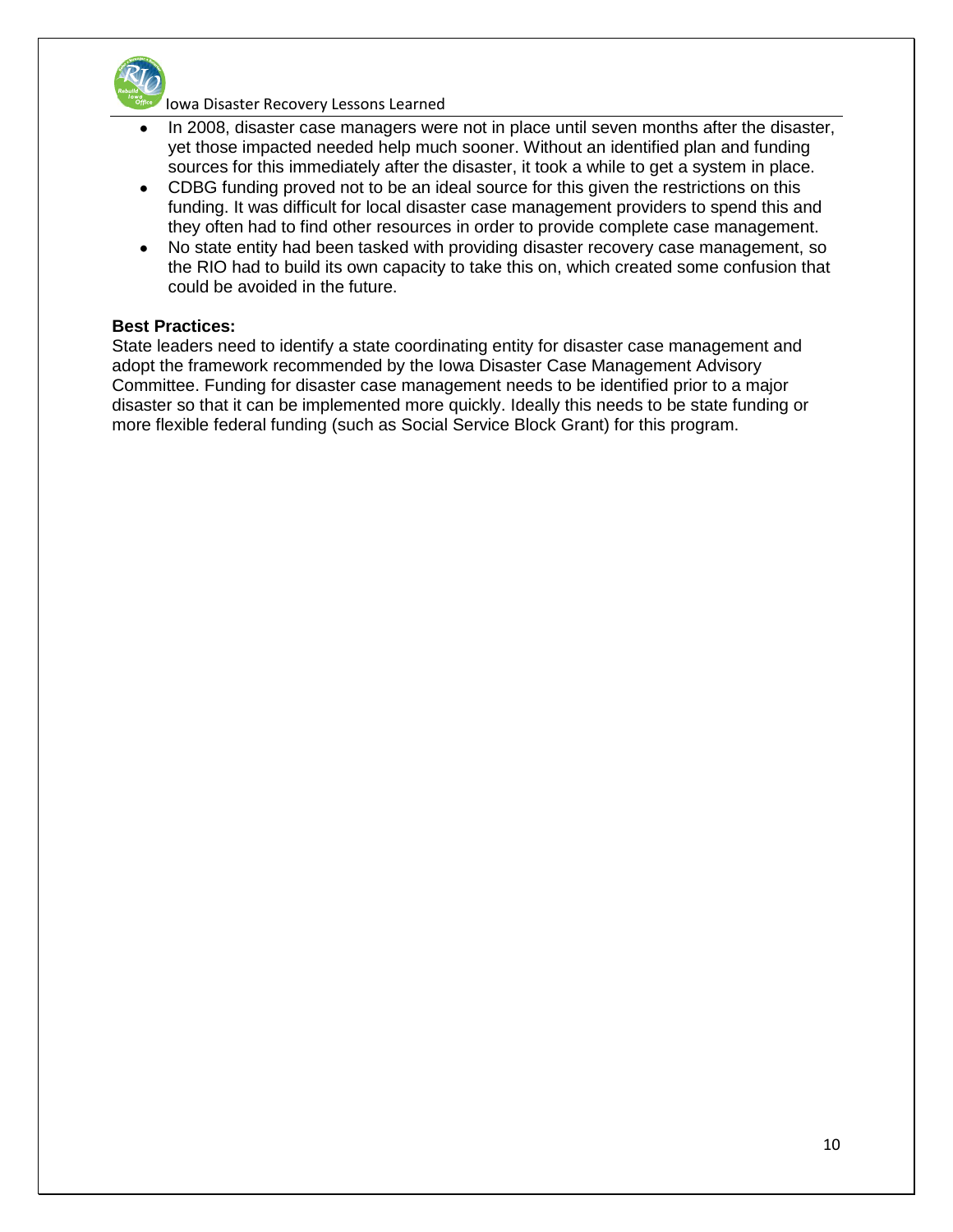- In 2008, disaster case managers were not in place until seven months after the disaster, yet those impacted needed help much sooner. Without an identified plan and funding sources for this immediately after the disaster, it took a while to get a system in place.
- CDBG funding proved not to be an ideal source for this given the restrictions on this funding. It was difficult for local disaster case management providers to spend this and they often had to find other resources in order to provide complete case management.
- No state entity had been tasked with providing disaster recovery case management, so the RIO had to build its own capacity to take this on, which created some confusion that could be avoided in the future.

**Best Practices:**
State leaders need to identify a state coordinating entity for disaster case management and adopt the framework recommended by the Iowa Disaster Case Management Advisory Committee. Funding for disaster case management needs to be identified prior to a major disaster so that it can be implemented more quickly. Ideally this needs to be state funding or more flexible federal funding (such as Social Service Block Grant) for this program.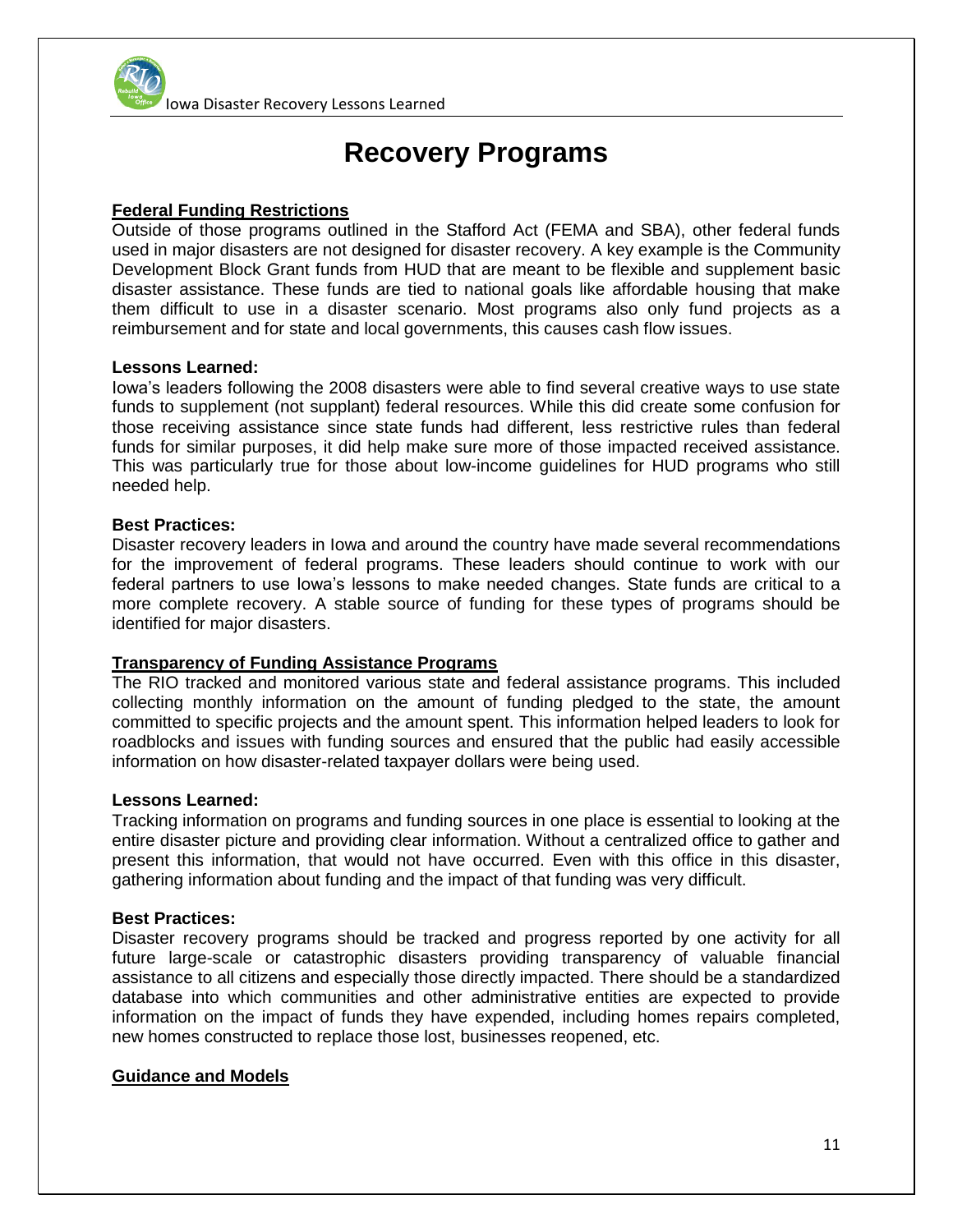# Recovery Programs

**Federal Funding Restrictions**

Outside of those programs outlined in the Stafford Act (FEMA and SBA), other federal funds used in major disasters are not designed for disaster recovery. A key example is the Community Development Block Grant funds from HUD that are meant to be flexible and supplement basic disaster assistance. These funds are tied to national goals like affordable housing that make them difficult to use in a disaster scenario. Most programs also only fund projects as a reimbursement and for state and local governments, this causes cash flow issues.

**Lessons Learned:**

Iowa's leaders following the 2008 disasters were able to find several creative ways to use state funds to supplement (not supplant) federal resources. While this did create some confusion for those receiving assistance since state funds had different, less restrictive rules than federal funds for similar purposes, it did help make sure more of those impacted received assistance. This was particularly true for those about low-income guidelines for HUD programs who still needed help.

**Best Practices:**

Disaster recovery leaders in Iowa and around the country have made several recommendations for the improvement of federal programs. These leaders should continue to work with our federal partners to use Iowa's lessons to make needed changes. State funds are critical to a more complete recovery. A stable source of funding for these types of programs should be identified for major disasters.

**Transparency of Funding Assistance Programs**

The RIO tracked and monitored various state and federal assistance programs. This included collecting monthly information on the amount of funding pledged to the state, the amount committed to specific projects and the amount spent. This information helped leaders to look for roadblocks and issues with funding sources and ensured that the public had easily accessible information on how disaster-related taxpayer dollars were being used.

**Lessons Learned:**

Tracking information on programs and funding sources in one place is essential to looking at the entire disaster picture and providing clear information. Without a centralized office to gather and present this information, that would not have occurred. Even with this office in this disaster, gathering information about funding and the impact of that funding was very difficult.

**Best Practices:**

Disaster recovery programs should be tracked and progress reported by one activity for all future large-scale or catastrophic disasters providing transparency of valuable financial assistance to all citizens and especially those directly impacted. There should be a standardized database into which communities and other administrative entities are expected to provide information on the impact of funds they have expended, including homes repairs completed, new homes constructed to replace those lost, businesses reopened, etc.

**Guidance and Models**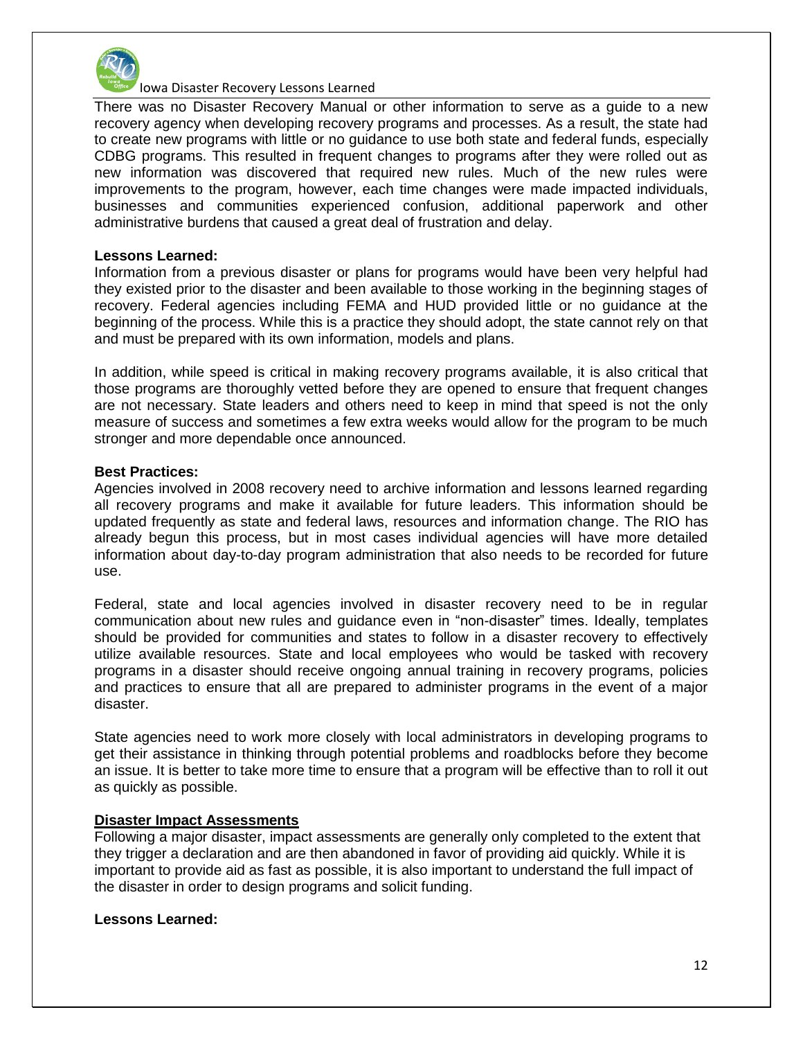There was no Disaster Recovery Manual or other information to serve as a guide to a new recovery agency when developing recovery programs and processes. As a result, the state had to create new programs with little or no guidance to use both state and federal funds, especially CDBG programs. This resulted in frequent changes to programs after they were rolled out as new information was discovered that required new rules. Much of the new rules were improvements to the program, however, each time changes were made impacted individuals, businesses and communities experienced confusion, additional paperwork and other administrative burdens that caused a great deal of frustration and delay.

**Lessons Learned:**

Information from a previous disaster or plans for programs would have been very helpful had they existed prior to the disaster and been available to those working in the beginning stages of recovery. Federal agencies including FEMA and HUD provided little or no guidance at the beginning of the process. While this is a practice they should adopt, the state cannot rely on that and must be prepared with its own information, models and plans.

In addition, while speed is critical in making recovery programs available, it is also critical that those programs are thoroughly vetted before they are opened to ensure that frequent changes are not necessary. State leaders and others need to keep in mind that speed is not the only measure of success and sometimes a few extra weeks would allow for the program to be much stronger and more dependable once announced.

**Best Practices:**

Agencies involved in 2008 recovery need to archive information and lessons learned regarding all recovery programs and make it available for future leaders. This information should be updated frequently as state and federal laws, resources and information change. The RIO has already begun this process, but in most cases individual agencies will have more detailed information about day-to-day program administration that also needs to be recorded for future use.

Federal, state and local agencies involved in disaster recovery need to be in regular communication about new rules and guidance even in "non-disaster" times. Ideally, templates should be provided for communities and states to follow in a disaster recovery to effectively utilize available resources. State and local employees who would be tasked with recovery programs in a disaster should receive ongoing annual training in recovery programs, policies and practices to ensure that all are prepared to administer programs in the event of a major disaster.

State agencies need to work more closely with local administrators in developing programs to get their assistance in thinking through potential problems and roadblocks before they become an issue. It is better to take more time to ensure that a program will be effective than to roll it out as quickly as possible.

**<u>Disaster Impact Assessments</u>**

Following a major disaster, impact assessments are generally only completed to the extent that they trigger a declaration and are then abandoned in favor of providing aid quickly. While it is important to provide aid as fast as possible, it is also important to understand the full impact of the disaster in order to design programs and solicit funding.

**Lessons Learned:**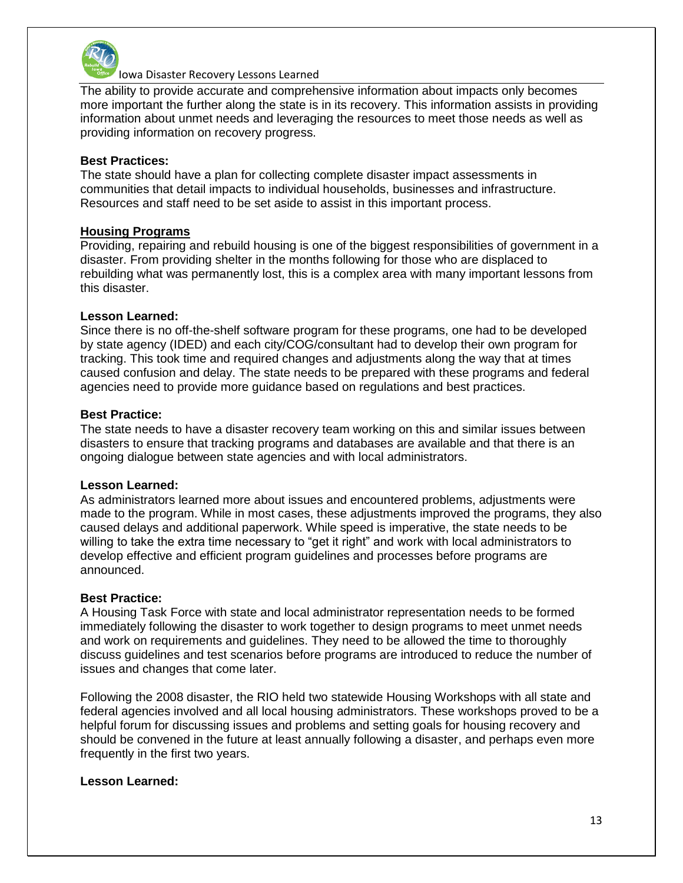The ability to provide accurate and comprehensive information about impacts only becomes more important the further along the state is in its recovery. This information assists in providing information about unmet needs and leveraging the resources to meet those needs as well as providing information on recovery progress.

**Best Practices:**
The state should have a plan for collecting complete disaster impact assessments in communities that detail impacts to individual households, businesses and infrastructure. Resources and staff need to be set aside to assist in this important process.

## Housing Programs

Providing, repairing and rebuild housing is one of the biggest responsibilities of government in a disaster. From providing shelter in the months following for those who are displaced to rebuilding what was permanently lost, this is a complex area with many important lessons from this disaster.

**Lesson Learned:**
Since there is no off-the-shelf software program for these programs, one had to be developed by state agency (IDED) and each city/COG/consultant had to develop their own program for tracking. This took time and required changes and adjustments along the way that at times caused confusion and delay. The state needs to be prepared with these programs and federal agencies need to provide more guidance based on regulations and best practices.

**Best Practice:**
The state needs to have a disaster recovery team working on this and similar issues between disasters to ensure that tracking programs and databases are available and that there is an ongoing dialogue between state agencies and with local administrators.

**Lesson Learned:**
As administrators learned more about issues and encountered problems, adjustments were made to the program. While in most cases, these adjustments improved the programs, they also caused delays and additional paperwork. While speed is imperative, the state needs to be willing to take the extra time necessary to "get it right" and work with local administrators to develop effective and efficient program guidelines and processes before programs are announced.

**Best Practice:**
A Housing Task Force with state and local administrator representation needs to be formed immediately following the disaster to work together to design programs to meet unmet needs and work on requirements and guidelines. They need to be allowed the time to thoroughly discuss guidelines and test scenarios before programs are introduced to reduce the number of issues and changes that come later.

Following the 2008 disaster, the RIO held two statewide Housing Workshops with all state and federal agencies involved and all local housing administrators. These workshops proved to be a helpful forum for discussing issues and problems and setting goals for housing recovery and should be convened in the future at least annually following a disaster, and perhaps even more frequently in the first two years.

**Lesson Learned:**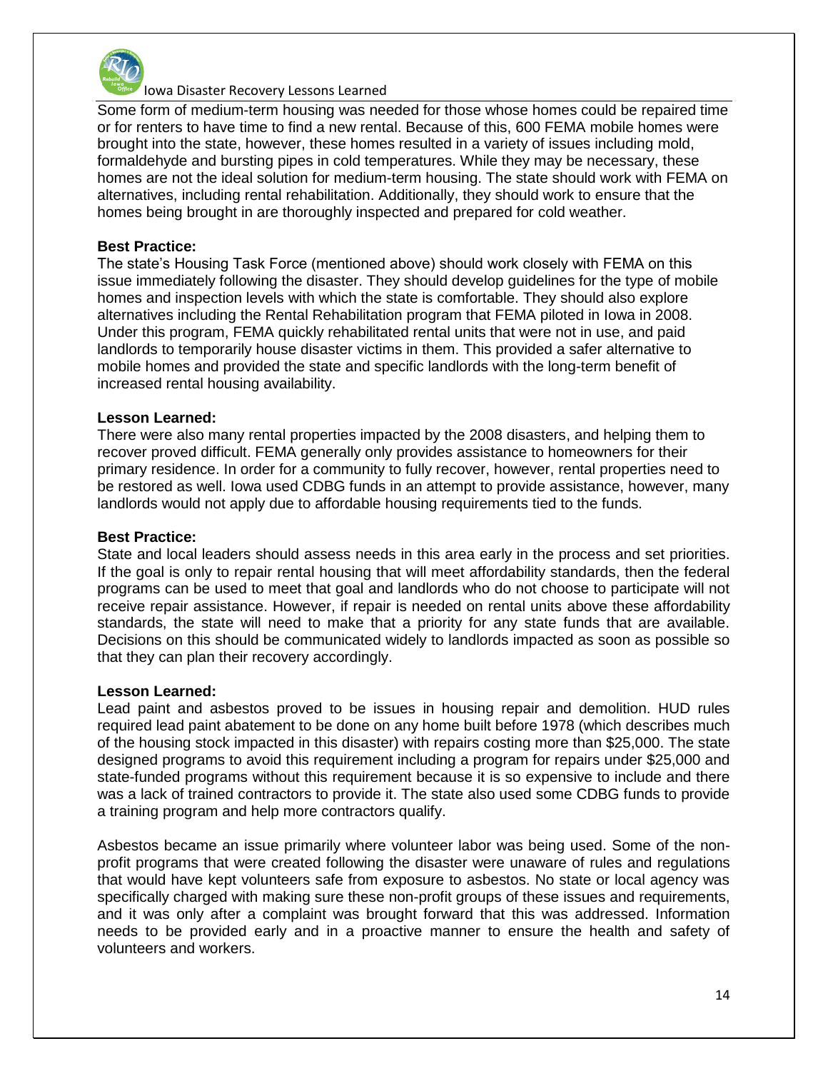Some form of medium-term housing was needed for those whose homes could be repaired time or for renters to have time to find a new rental. Because of this, 600 FEMA mobile homes were brought into the state, however, these homes resulted in a variety of issues including mold, formaldehyde and bursting pipes in cold temperatures. While they may be necessary, these homes are not the ideal solution for medium-term housing. The state should work with FEMA on alternatives, including rental rehabilitation. Additionally, they should work to ensure that the homes being brought in are thoroughly inspected and prepared for cold weather.

**Best Practice:**
The state's Housing Task Force (mentioned above) should work closely with FEMA on this issue immediately following the disaster. They should develop guidelines for the type of mobile homes and inspection levels with which the state is comfortable. They should also explore alternatives including the Rental Rehabilitation program that FEMA piloted in Iowa in 2008. Under this program, FEMA quickly rehabilitated rental units that were not in use, and paid landlords to temporarily house disaster victims in them. This provided a safer alternative to mobile homes and provided the state and specific landlords with the long-term benefit of increased rental housing availability.

**Lesson Learned:**
There were also many rental properties impacted by the 2008 disasters, and helping them to recover proved difficult. FEMA generally only provides assistance to homeowners for their primary residence. In order for a community to fully recover, however, rental properties need to be restored as well. Iowa used CDBG funds in an attempt to provide assistance, however, many landlords would not apply due to affordable housing requirements tied to the funds.

**Best Practice:**
State and local leaders should assess needs in this area early in the process and set priorities. If the goal is only to repair rental housing that will meet affordability standards, then the federal programs can be used to meet that goal and landlords who do not choose to participate will not receive repair assistance. However, if repair is needed on rental units above these affordability standards, the state will need to make that a priority for any state funds that are available. Decisions on this should be communicated widely to landlords impacted as soon as possible so that they can plan their recovery accordingly.

**Lesson Learned:**
Lead paint and asbestos proved to be issues in housing repair and demolition. HUD rules required lead paint abatement to be done on any home built before 1978 (which describes much of the housing stock impacted in this disaster) with repairs costing more than $25,000. The state designed programs to avoid this requirement including a program for repairs under $25,000 and state-funded programs without this requirement because it is so expensive to include and there was a lack of trained contractors to provide it. The state also used some CDBG funds to provide a training program and help more contractors qualify.

Asbestos became an issue primarily where volunteer labor was being used. Some of the non-profit programs that were created following the disaster were unaware of rules and regulations that would have kept volunteers safe from exposure to asbestos. No state or local agency was specifically charged with making sure these non-profit groups of these issues and requirements, and it was only after a complaint was brought forward that this was addressed. Information needs to be provided early and in a proactive manner to ensure the health and safety of volunteers and workers.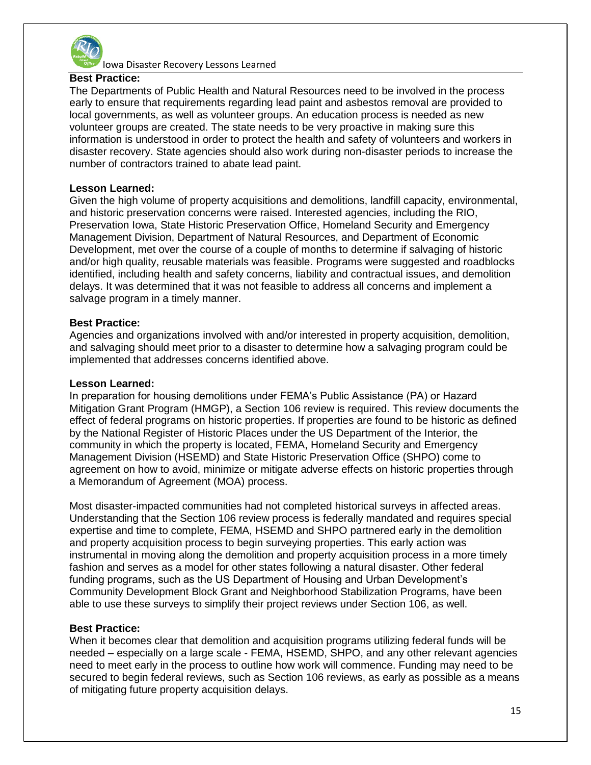**Best Practice:**

The Departments of Public Health and Natural Resources need to be involved in the process early to ensure that requirements regarding lead paint and asbestos removal are provided to local governments, as well as volunteer groups. An education process is needed as new volunteer groups are created. The state needs to be very proactive in making sure this information is understood in order to protect the health and safety of volunteers and workers in disaster recovery. State agencies should also work during non-disaster periods to increase the number of contractors trained to abate lead paint.

**Lesson Learned:**

Given the high volume of property acquisitions and demolitions, landfill capacity, environmental, and historic preservation concerns were raised. Interested agencies, including the RIO, Preservation Iowa, State Historic Preservation Office, Homeland Security and Emergency Management Division, Department of Natural Resources, and Department of Economic Development, met over the course of a couple of months to determine if salvaging of historic and/or high quality, reusable materials was feasible. Programs were suggested and roadblocks identified, including health and safety concerns, liability and contractual issues, and demolition delays. It was determined that it was not feasible to address all concerns and implement a salvage program in a timely manner.

**Best Practice:**

Agencies and organizations involved with and/or interested in property acquisition, demolition, and salvaging should meet prior to a disaster to determine how a salvaging program could be implemented that addresses concerns identified above.

**Lesson Learned:**

In preparation for housing demolitions under FEMA's Public Assistance (PA) or Hazard Mitigation Grant Program (HMGP), a Section 106 review is required. This review documents the effect of federal programs on historic properties. If properties are found to be historic as defined by the National Register of Historic Places under the US Department of the Interior, the community in which the property is located, FEMA, Homeland Security and Emergency Management Division (HSEMD) and State Historic Preservation Office (SHPO) come to agreement on how to avoid, minimize or mitigate adverse effects on historic properties through a Memorandum of Agreement (MOA) process.

Most disaster-impacted communities had not completed historical surveys in affected areas. Understanding that the Section 106 review process is federally mandated and requires special expertise and time to complete, FEMA, HSEMD and SHPO partnered early in the demolition and property acquisition process to begin surveying properties. This early action was instrumental in moving along the demolition and property acquisition process in a more timely fashion and serves as a model for other states following a natural disaster. Other federal funding programs, such as the US Department of Housing and Urban Development's Community Development Block Grant and Neighborhood Stabilization Programs, have been able to use these surveys to simplify their project reviews under Section 106, as well.

**Best Practice:**

When it becomes clear that demolition and acquisition programs utilizing federal funds will be needed – especially on a large scale - FEMA, HSEMD, SHPO, and any other relevant agencies need to meet early in the process to outline how work will commence. Funding may need to be secured to begin federal reviews, such as Section 106 reviews, as early as possible as a means of mitigating future property acquisition delays.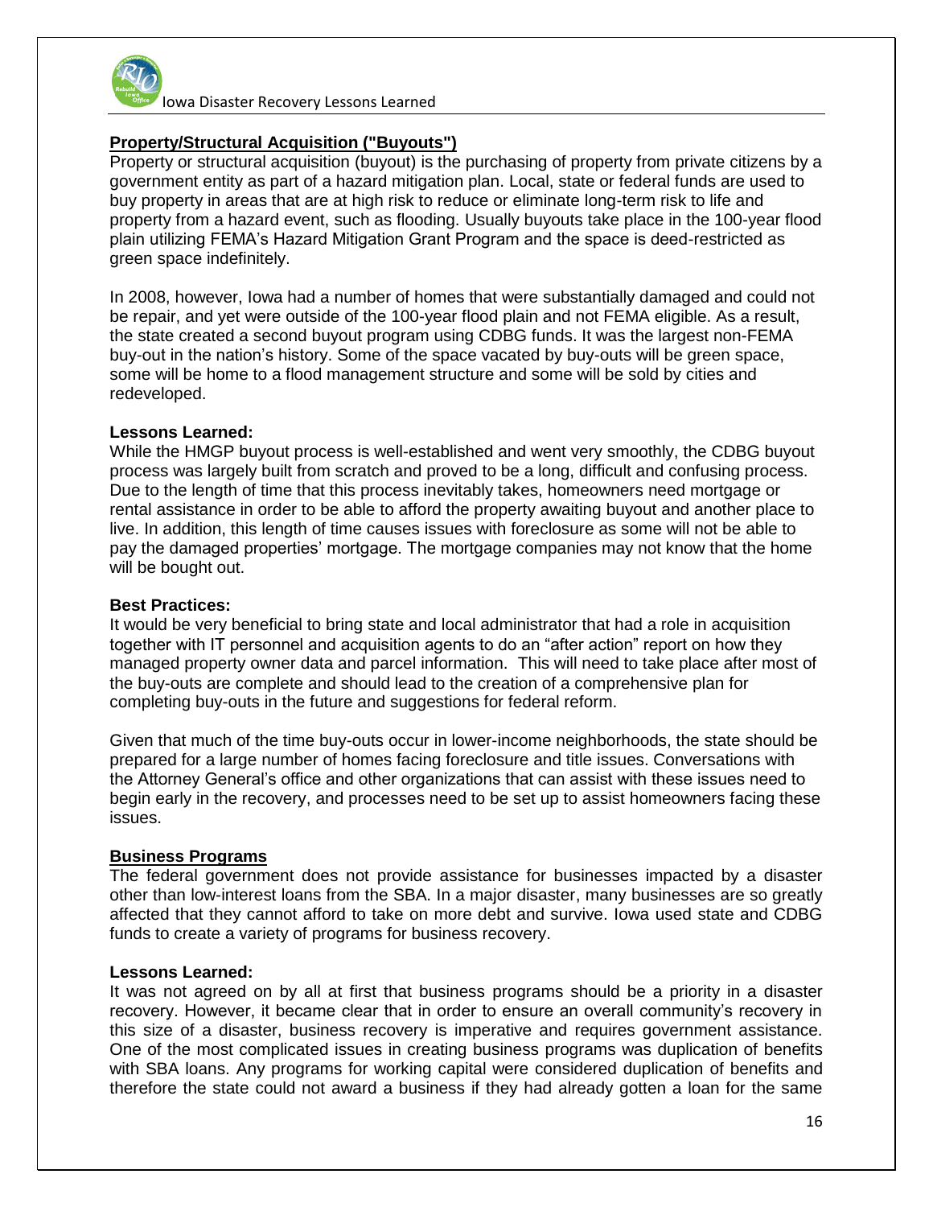**Property/Structural Acquisition ("Buyouts")**

Property or structural acquisition (buyout) is the purchasing of property from private citizens by a government entity as part of a hazard mitigation plan. Local, state or federal funds are used to buy property in areas that are at high risk to reduce or eliminate long-term risk to life and property from a hazard event, such as flooding. Usually buyouts take place in the 100-year flood plain utilizing FEMA's Hazard Mitigation Grant Program and the space is deed-restricted as green space indefinitely.

In 2008, however, Iowa had a number of homes that were substantially damaged and could not be repair, and yet were outside of the 100-year flood plain and not FEMA eligible. As a result, the state created a second buyout program using CDBG funds. It was the largest non-FEMA buy-out in the nation's history. Some of the space vacated by buy-outs will be green space, some will be home to a flood management structure and some will be sold by cities and redeveloped.

**Lessons Learned:**

While the HMGP buyout process is well-established and went very smoothly, the CDBG buyout process was largely built from scratch and proved to be a long, difficult and confusing process. Due to the length of time that this process inevitably takes, homeowners need mortgage or rental assistance in order to be able to afford the property awaiting buyout and another place to live. In addition, this length of time causes issues with foreclosure as some will not be able to pay the damaged properties' mortgage. The mortgage companies may not know that the home will be bought out.

**Best Practices:**

It would be very beneficial to bring state and local administrator that had a role in acquisition together with IT personnel and acquisition agents to do an "after action" report on how they managed property owner data and parcel information. This will need to take place after most of the buy-outs are complete and should lead to the creation of a comprehensive plan for completing buy-outs in the future and suggestions for federal reform.

Given that much of the time buy-outs occur in lower-income neighborhoods, the state should be prepared for a large number of homes facing foreclosure and title issues. Conversations with the Attorney General's office and other organizations that can assist with these issues need to begin early in the recovery, and processes need to be set up to assist homeowners facing these issues.

**Business Programs**

The federal government does not provide assistance for businesses impacted by a disaster other than low-interest loans from the SBA. In a major disaster, many businesses are so greatly affected that they cannot afford to take on more debt and survive. Iowa used state and CDBG funds to create a variety of programs for business recovery.

**Lessons Learned:**

It was not agreed on by all at first that business programs should be a priority in a disaster recovery. However, it became clear that in order to ensure an overall community's recovery in this size of a disaster, business recovery is imperative and requires government assistance. One of the most complicated issues in creating business programs was duplication of benefits with SBA loans. Any programs for working capital were considered duplication of benefits and therefore the state could not award a business if they had already gotten a loan for the same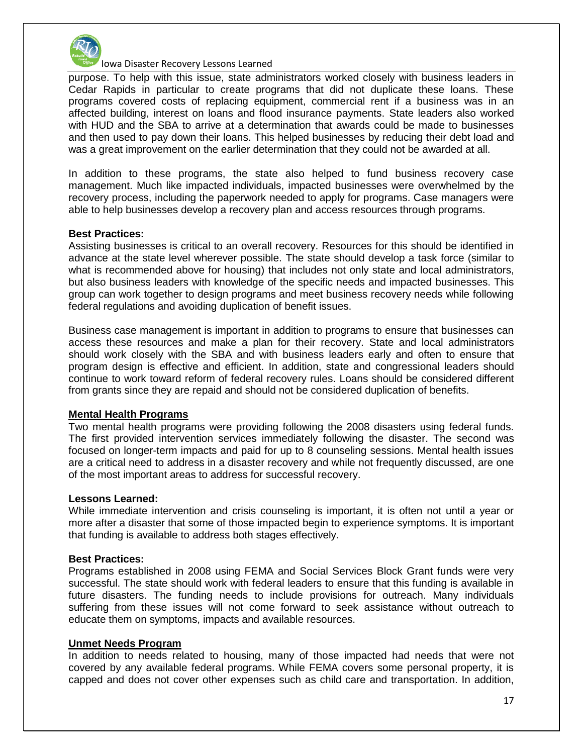purpose. To help with this issue, state administrators worked closely with business leaders in Cedar Rapids in particular to create programs that did not duplicate these loans. These programs covered costs of replacing equipment, commercial rent if a business was in an affected building, interest on loans and flood insurance payments. State leaders also worked with HUD and the SBA to arrive at a determination that awards could be made to businesses and then used to pay down their loans. This helped businesses by reducing their debt load and was a great improvement on the earlier determination that they could not be awarded at all.

In addition to these programs, the state also helped to fund business recovery case management. Much like impacted individuals, impacted businesses were overwhelmed by the recovery process, including the paperwork needed to apply for programs. Case managers were able to help businesses develop a recovery plan and access resources through programs.

**Best Practices:**

Assisting businesses is critical to an overall recovery. Resources for this should be identified in advance at the state level wherever possible. The state should develop a task force (similar to what is recommended above for housing) that includes not only state and local administrators, but also business leaders with knowledge of the specific needs and impacted businesses. This group can work together to design programs and meet business recovery needs while following federal regulations and avoiding duplication of benefit issues.

Business case management is important in addition to programs to ensure that businesses can access these resources and make a plan for their recovery. State and local administrators should work closely with the SBA and with business leaders early and often to ensure that program design is effective and efficient. In addition, state and congressional leaders should continue to work toward reform of federal recovery rules. Loans should be considered different from grants since they are repaid and should not be considered duplication of benefits.

## Mental Health Programs

Two mental health programs were providing following the 2008 disasters using federal funds. The first provided intervention services immediately following the disaster. The second was focused on longer-term impacts and paid for up to 8 counseling sessions. Mental health issues are a critical need to address in a disaster recovery and while not frequently discussed, are one of the most important areas to address for successful recovery.

**Lessons Learned:**

While immediate intervention and crisis counseling is important, it is often not until a year or more after a disaster that some of those impacted begin to experience symptoms. It is important that funding is available to address both stages effectively.

**Best Practices:**

Programs established in 2008 using FEMA and Social Services Block Grant funds were very successful. The state should work with federal leaders to ensure that this funding is available in future disasters. The funding needs to include provisions for outreach. Many individuals suffering from these issues will not come forward to seek assistance without outreach to educate them on symptoms, impacts and available resources.

## Unmet Needs Program

In addition to needs related to housing, many of those impacted had needs that were not covered by any available federal programs. While FEMA covers some personal property, it is capped and does not cover other expenses such as child care and transportation. In addition,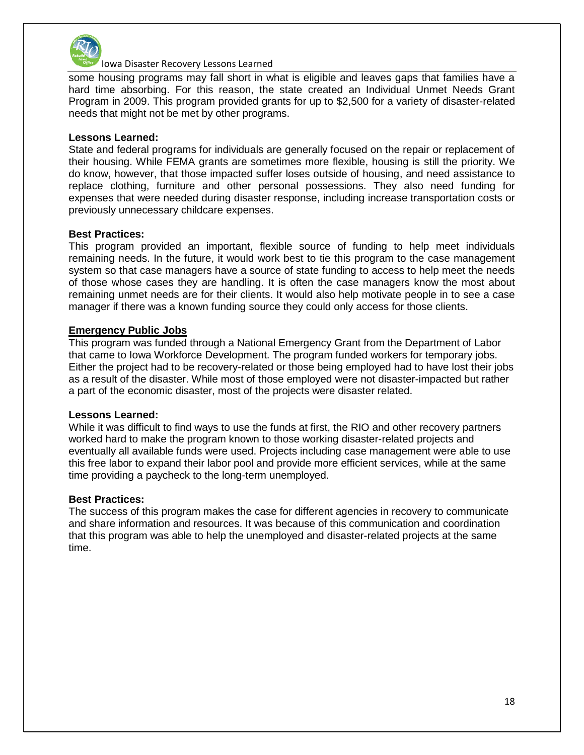some housing programs may fall short in what is eligible and leaves gaps that families have a hard time absorbing. For this reason, the state created an Individual Unmet Needs Grant Program in 2009. This program provided grants for up to $2,500 for a variety of disaster-related needs that might not be met by other programs.

**Lessons Learned:**

State and federal programs for individuals are generally focused on the repair or replacement of their housing. While FEMA grants are sometimes more flexible, housing is still the priority. We do know, however, that those impacted suffer loses outside of housing, and need assistance to replace clothing, furniture and other personal possessions. They also need funding for expenses that were needed during disaster response, including increase transportation costs or previously unnecessary childcare expenses.

**Best Practices:**

This program provided an important, flexible source of funding to help meet individuals remaining needs. In the future, it would work best to tie this program to the case management system so that case managers have a source of state funding to access to help meet the needs of those whose cases they are handling. It is often the case managers know the most about remaining unmet needs are for their clients. It would also help motivate people in to see a case manager if there was a known funding source they could only access for those clients.

**Emergency Public Jobs**

This program was funded through a National Emergency Grant from the Department of Labor that came to Iowa Workforce Development. The program funded workers for temporary jobs. Either the project had to be recovery-related or those being employed had to have lost their jobs as a result of the disaster. While most of those employed were not disaster-impacted but rather a part of the economic disaster, most of the projects were disaster related.

**Lessons Learned:**

While it was difficult to find ways to use the funds at first, the RIO and other recovery partners worked hard to make the program known to those working disaster-related projects and eventually all available funds were used. Projects including case management were able to use this free labor to expand their labor pool and provide more efficient services, while at the same time providing a paycheck to the long-term unemployed.

**Best Practices:**

The success of this program makes the case for different agencies in recovery to communicate and share information and resources. It was because of this communication and coordination that this program was able to help the unemployed and disaster-related projects at the same time.